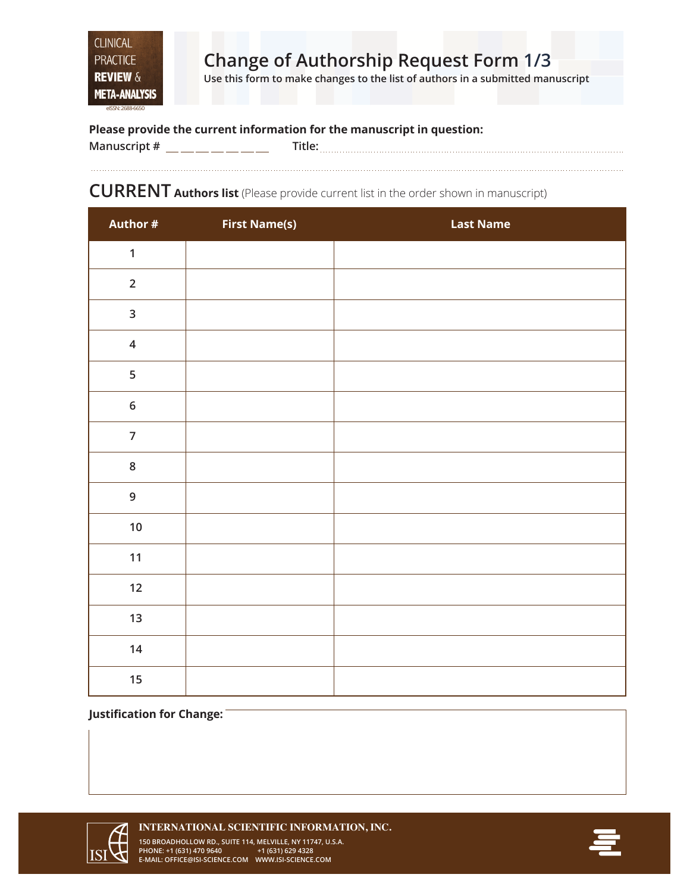CLINICAL PRACTICE **REVIEW** & **META-ANALYSIS**

eISSN: 2688-6650

# Change of Authorship Request Form 1/3

**Use this form to make changes to the list of authors in a submitted manuscript**

**Please provide the current information for the manuscript in question:**

**Manuscript #** __ __ __ __ __ __ __ **Title:** ..............................................................................................

.............................................................................................................................................

## CURRENT **Authors list** (Please provide current list in the order shown in manuscript)

| Author # | First Name(s) | Last Name |
|---|---|---|
| 1 | | |
| 2 | | |
| 3 | | |
| 4 | | |
| 5 | | |
| 6 | | |
| 7 | | |
| 8 | | |
| 9 | | |
| 10 | | |
| 11 | | |
| 12 | | |
| 13 | | |
| 14 | | |
| 15 | | |

**Justification for Change:**

**INTERNATIONAL SCIENTIFIC INFORMATION, INC.**

150 BROADHOLLOW RD., SUITE 114, MELVILLE, NY 11747, U.S.A.

PHONE: +1 (631) 470 9640 +1 (631) 629 4328

E-MAIL: OFFICE@ISI-SCIENCE.COM WWW.ISI-SCIENCE.COM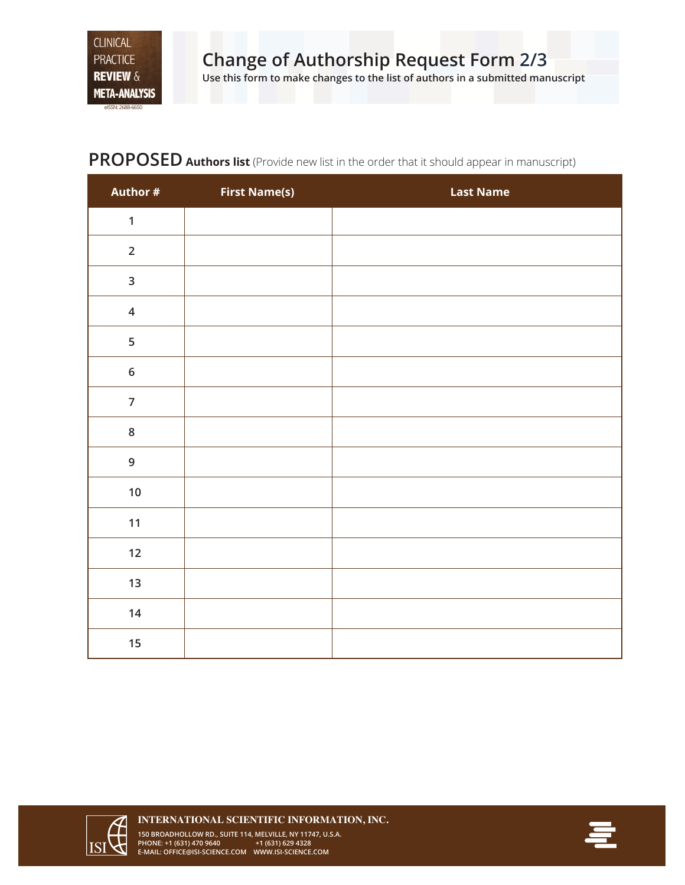# Change of Authorship Request Form 2/3

**Use this form to make changes to the list of authors in a submitted manuscript**

## PROPOSED **Authors list** (Provide new list in the order that it should appear in manuscript)

| Author # | First Name(s) | Last Name |
|---|---|---|
| 1 | | |
| 2 | | |
| 3 | | |
| 4 | | |
| 5 | | |
| 6 | | |
| 7 | | |
| 8 | | |
| 9 | | |
| 10 | | |
| 11 | | |
| 12 | | |
| 13 | | |
| 14 | | |
| 15 | | |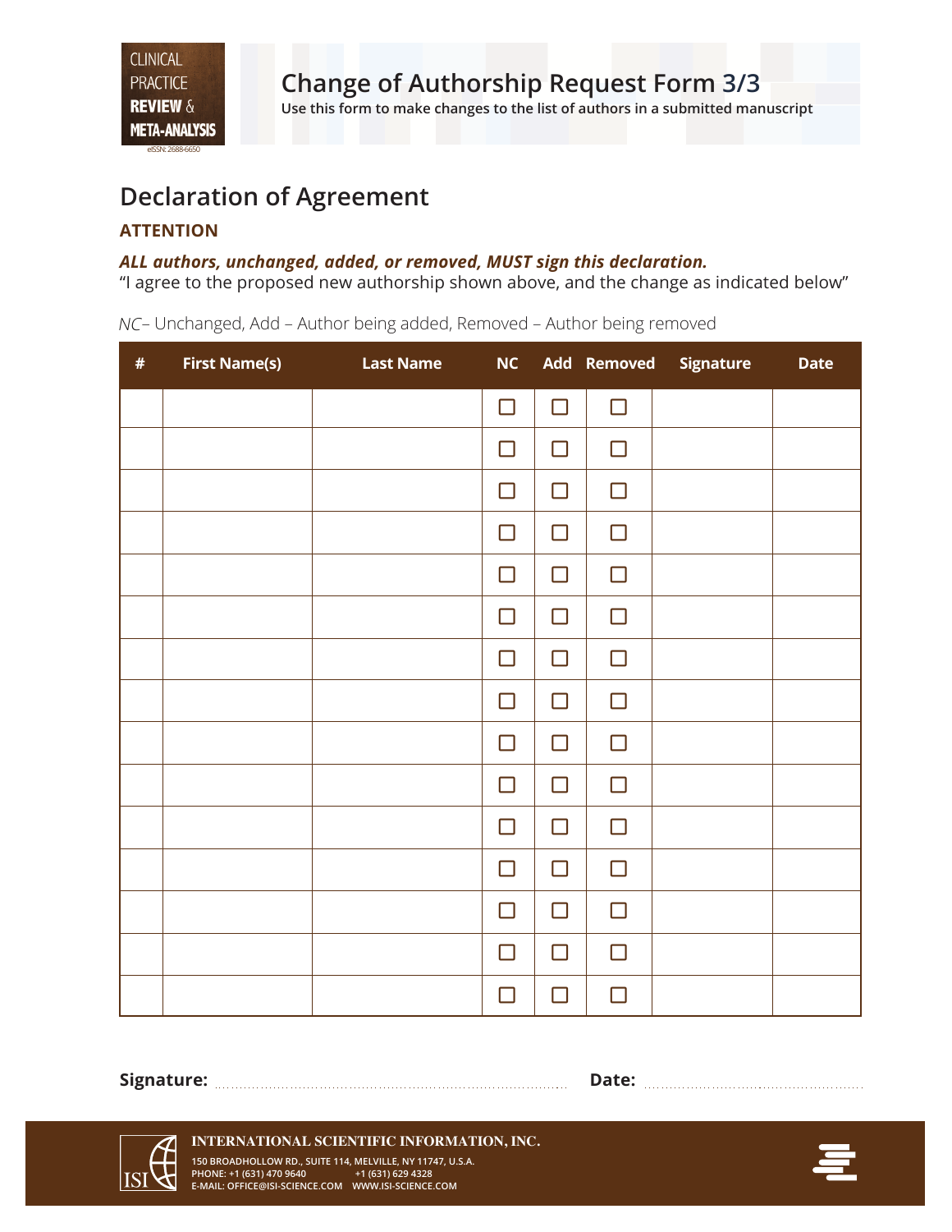CLINICAL PRACTICE **REVIEW** & **META-ANALYSIS**

eISSN: 2688-6650

# Change of Authorship Request Form 3/3

**Use this form to make changes to the list of authors in a submitted manuscript**

## Declaration of Agreement

### ATTENTION

***ALL authors, unchanged, added, or removed, MUST sign this declaration.***

"I agree to the proposed new authorship shown above, and the change as indicated below"

*NC*– Unchanged, Add – Author being added, Removed – Author being removed

| # | First Name(s) | Last Name | NC | Add | Removed | Signature | Date |
|---|---|---|---|---|---|---|---|
| | | | ☐ | ☐ | ☐ | | |
| | | | ☐ | ☐ | ☐ | | |
| | | | ☐ | ☐ | ☐ | | |
| | | | ☐ | ☐ | ☐ | | |
| | | | ☐ | ☐ | ☐ | | |
| | | | ☐ | ☐ | ☐ | | |
| | | | ☐ | ☐ | ☐ | | |
| | | | ☐ | ☐ | ☐ | | |
| | | | ☐ | ☐ | ☐ | | |
| | | | ☐ | ☐ | ☐ | | |
| | | | ☐ | ☐ | ☐ | | |
| | | | ☐ | ☐ | ☐ | | |
| | | | ☐ | ☐ | ☐ | | |
| | | | ☐ | ☐ | ☐ | | |
| | | | ☐ | ☐ | ☐ | | |

**Signature:** ................................................................ **Date:** ........................................

**INTERNATIONAL SCIENTIFIC INFORMATION, INC.**

150 BROADHOLLOW RD., SUITE 114, MELVILLE, NY 11747, U.S.A.
PHONE: +1 (631) 470 9640 +1 (631) 629 4328
E-MAIL: OFFICE@ISI-SCIENCE.COM WWW.ISI-SCIENCE.COM